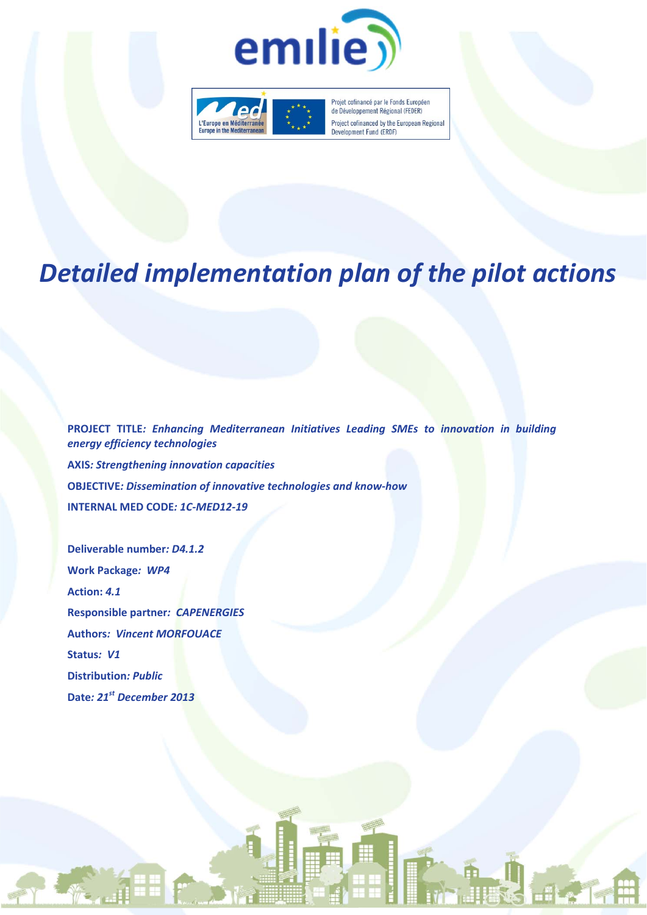Projet cofinancé par le Fonds Européen de Développement Régional (FEDER)

Project cofinanced by the European Regional Development Fund (ERDF)

# *Detailed implementation plan of the pilot actions*

**PROJECT TITLE*: Enhancing Mediterranean Initiatives Leading SMEs to innovation in building energy efficiency technologies***

**AXIS*: Strengthening innovation capacities***

**OBJECTIVE*: Dissemination of innovative technologies and know-how***

**INTERNAL MED CODE*: 1C-MED12-19***

**Deliverable number*: D4.1.2***

**Work Package*: WP4***

**Action: *4.1***

**Responsible partner*: CAPENERGIES***

**Authors*: Vincent MORFOUACE***

**Status*: V1***

**Distribution*: Public***

**Date*: 21st December 2013***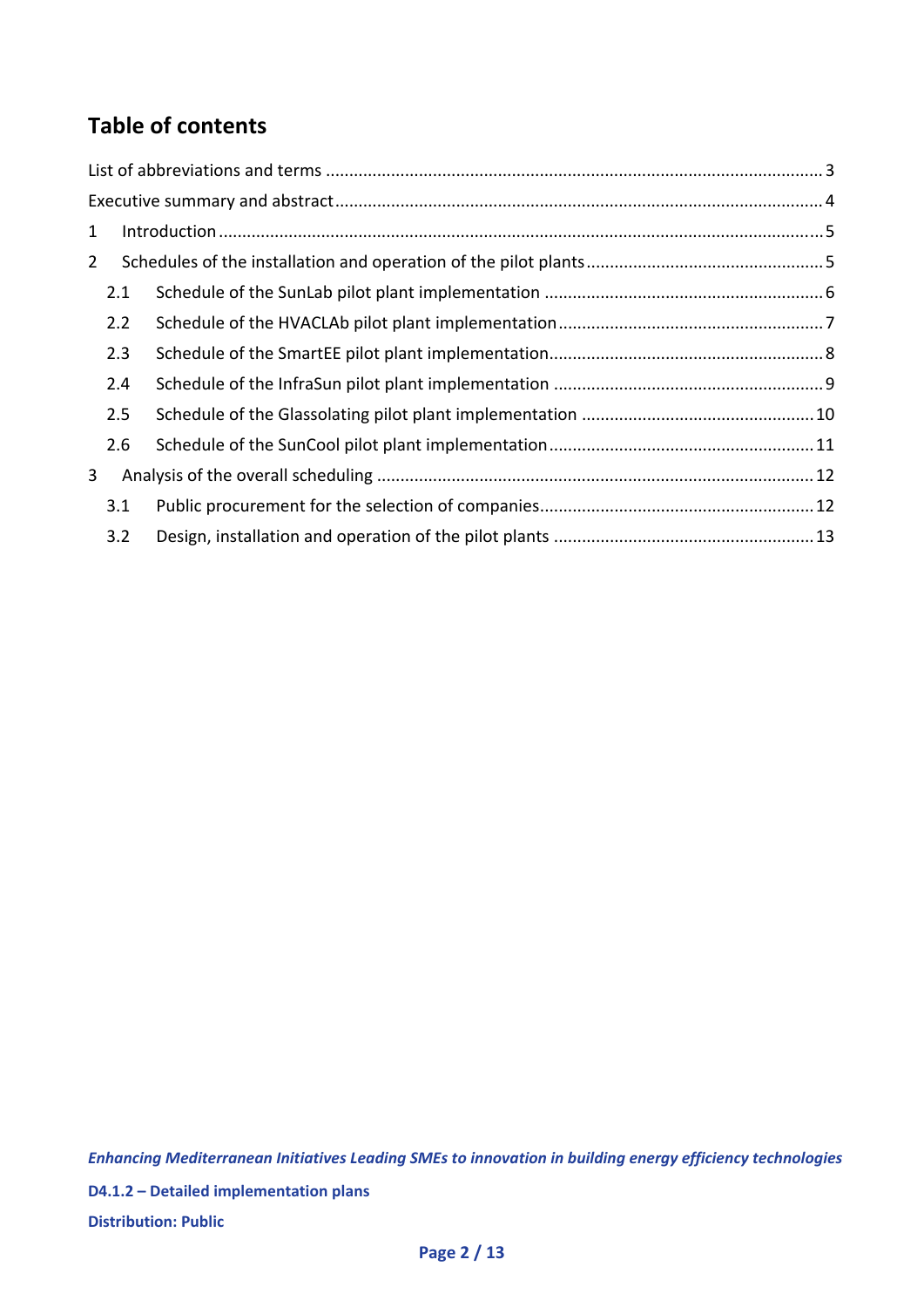# Table of contents

List of abbreviations and terms ..... 3

Executive summary and abstract ..... 4

1 Introduction ..... 5

2 Schedules of the installation and operation of the pilot plants ..... 5

- 2.1 Schedule of the SunLab pilot plant implementation ..... 6
- 2.2 Schedule of the HVACLAb pilot plant implementation ..... 7
- 2.3 Schedule of the SmartEE pilot plant implementation ..... 8
- 2.4 Schedule of the InfraSun pilot plant implementation ..... 9
- 2.5 Schedule of the Glassolating pilot plant implementation ..... 10
- 2.6 Schedule of the SunCool pilot plant implementation ..... 11

3 Analysis of the overall scheduling ..... 12

- 3.1 Public procurement for the selection of companies ..... 12
- 3.2 Design, installation and operation of the pilot plants ..... 13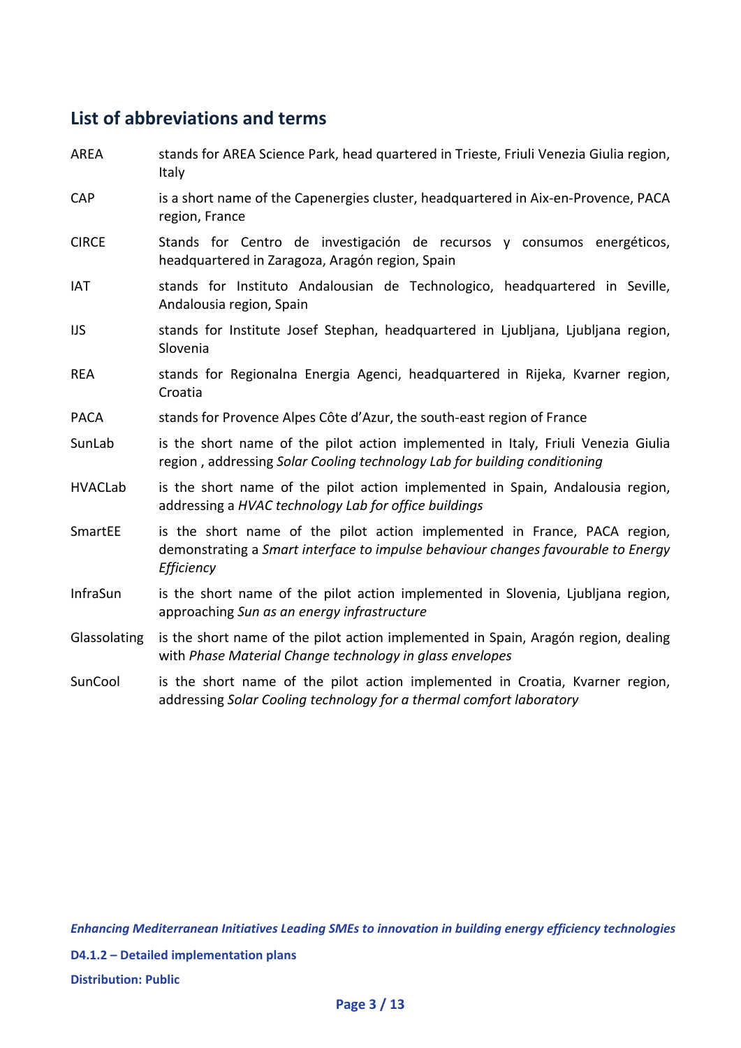## List of abbreviations and terms

| | |
|---|---|
| AREA | stands for AREA Science Park, head quartered in Trieste, Friuli Venezia Giulia region, Italy |
| CAP | is a short name of the Capenergies cluster, headquartered in Aix-en-Provence, PACA region, France |
| CIRCE | Stands for Centro de investigación de recursos y consumos energéticos, headquartered in Zaragoza, Aragón region, Spain |
| IAT | stands for Instituto Andalousian de Technologico, headquartered in Seville, Andalousia region, Spain |
| IJS | stands for Institute Josef Stephan, headquartered in Ljubljana, Ljubljana region, Slovenia |
| REA | stands for Regionalna Energia Agenci, headquartered in Rijeka, Kvarner region, Croatia |
| PACA | stands for Provence Alpes Côte d'Azur, the south-east region of France |
| SunLab | is the short name of the pilot action implemented in Italy, Friuli Venezia Giulia region , addressing *Solar Cooling technology Lab for building conditioning* |
| HVACLab | is the short name of the pilot action implemented in Spain, Andalousia region, addressing a *HVAC technology Lab for office buildings* |
| SmartEE | is the short name of the pilot action implemented in France, PACA region, demonstrating a *Smart interface to impulse behaviour changes favourable to Energy Efficiency* |
| InfraSun | is the short name of the pilot action implemented in Slovenia, Ljubljana region, approaching *Sun as an energy infrastructure* |
| Glassolating | is the short name of the pilot action implemented in Spain, Aragón region, dealing with *Phase Material Change technology in glass envelopes* |
| SunCool | is the short name of the pilot action implemented in Croatia, Kvarner region, addressing *Solar Cooling technology for a thermal comfort laboratory* |

***Enhancing Mediterranean Initiatives Leading SMEs to innovation in building energy efficiency technologies***

**D4.1.2 – Detailed implementation plans**

**Distribution: Public**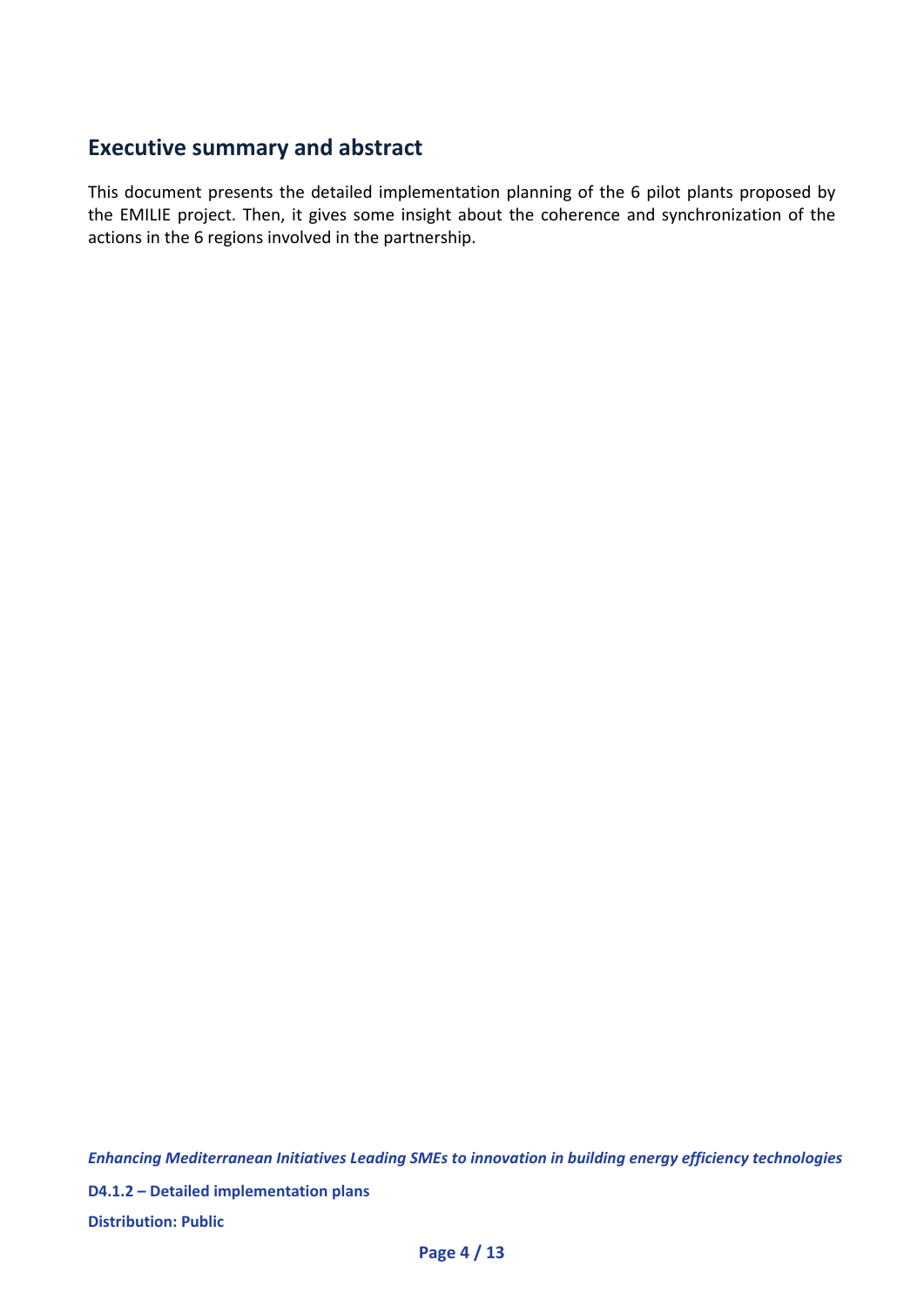## Executive summary and abstract

This document presents the detailed implementation planning of the 6 pilot plants proposed by the EMILIE project. Then, it gives some insight about the coherence and synchronization of the actions in the 6 regions involved in the partnership.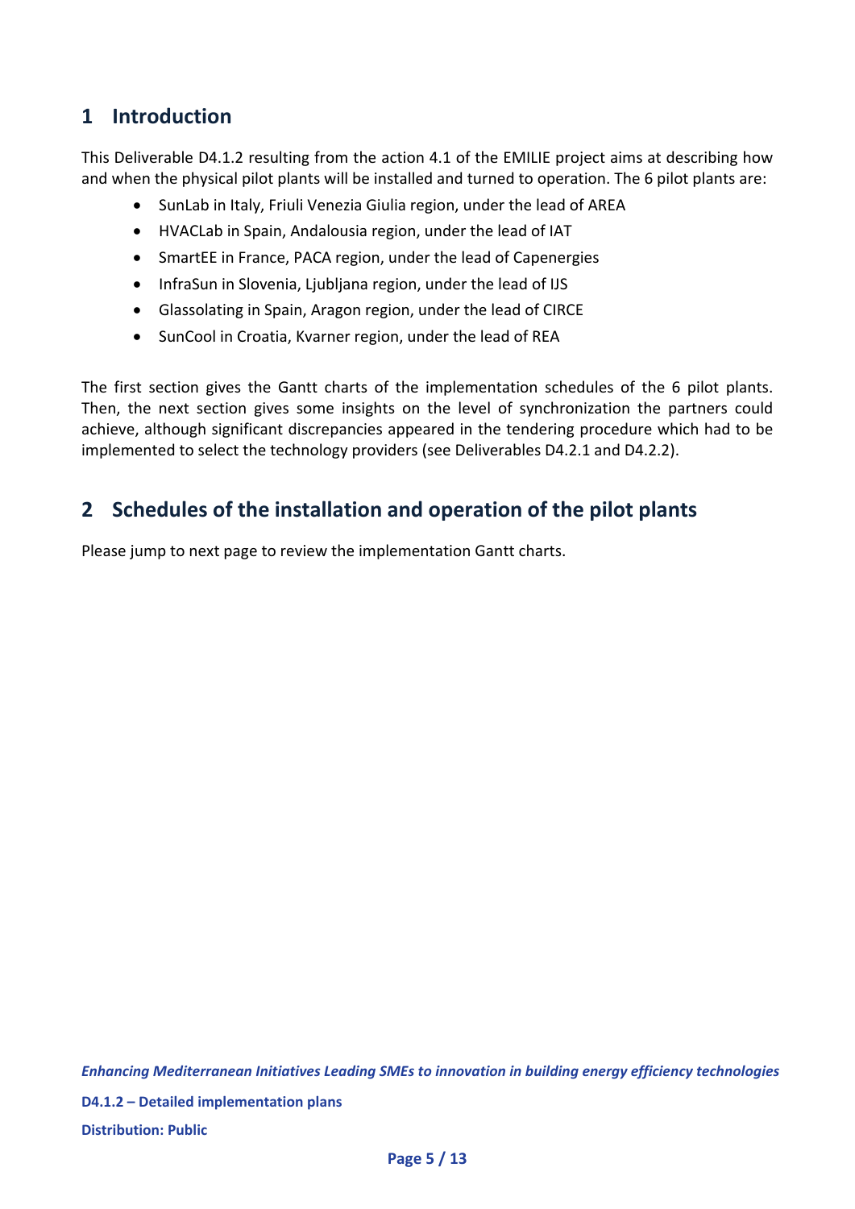# 1 Introduction

This Deliverable D4.1.2 resulting from the action 4.1 of the EMILIE project aims at describing how and when the physical pilot plants will be installed and turned to operation. The 6 pilot plants are:

- SunLab in Italy, Friuli Venezia Giulia region, under the lead of AREA
- HVACLab in Spain, Andalousia region, under the lead of IAT
- SmartEE in France, PACA region, under the lead of Capenergies
- InfraSun in Slovenia, Ljubljana region, under the lead of IJS
- Glassolating in Spain, Aragon region, under the lead of CIRCE
- SunCool in Croatia, Kvarner region, under the lead of REA

The first section gives the Gantt charts of the implementation schedules of the 6 pilot plants. Then, the next section gives some insights on the level of synchronization the partners could achieve, although significant discrepancies appeared in the tendering procedure which had to be implemented to select the technology providers (see Deliverables D4.2.1 and D4.2.2).

# 2 Schedules of the installation and operation of the pilot plants

Please jump to next page to review the implementation Gantt charts.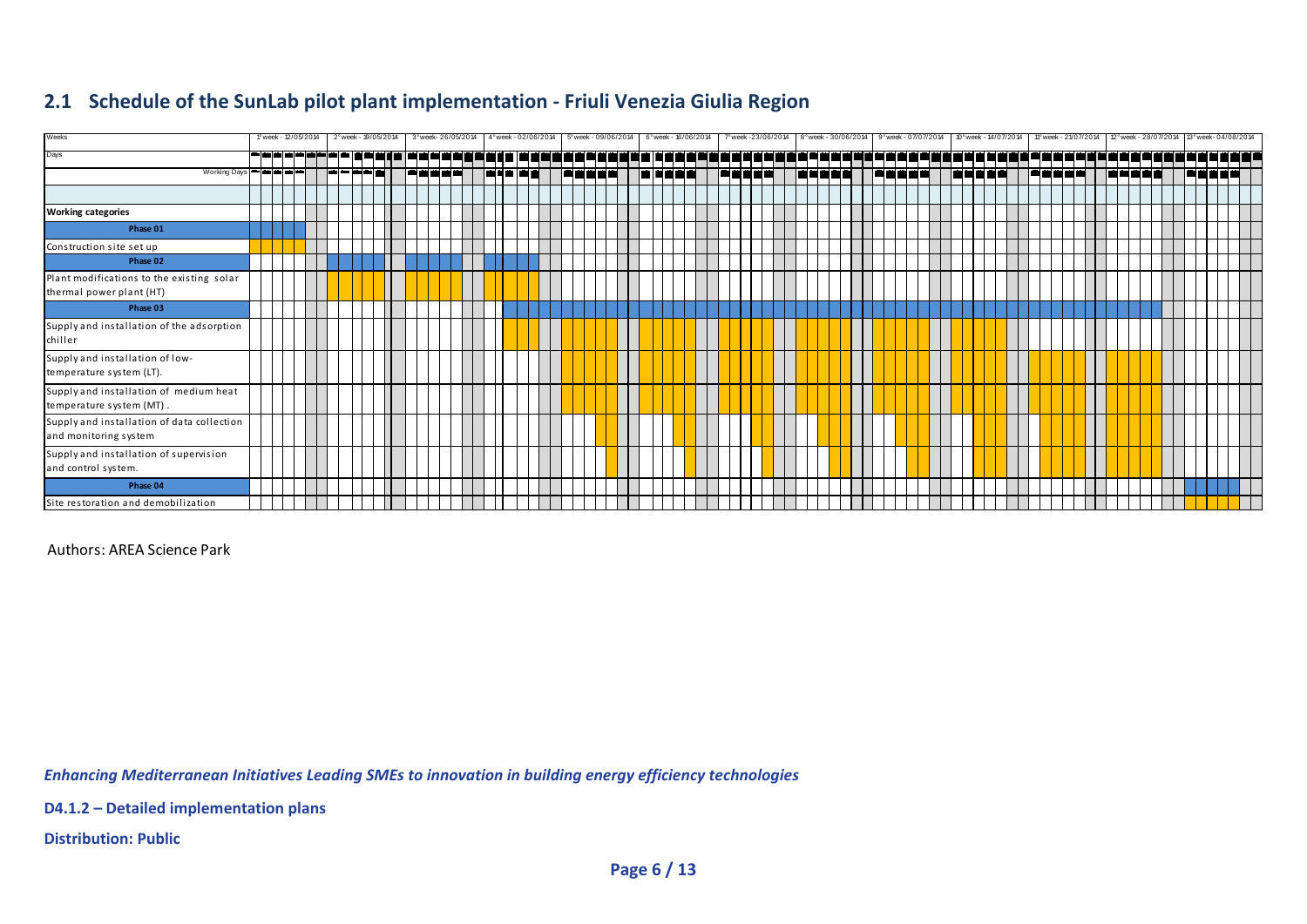## 2.1 Schedule of the SunLab pilot plant implementation - Friuli Venezia Giulia Region

| Weeks | 1° week - 12/05/2014 | 2° week - 19/05/2014 | 3° week - 26/05/2014 | 4° week - 02/06/2014 | 5° week - 09/06/2014 | 6° week - 16/06/2014 | 7° week - 23/06/2014 | 8° week - 30/06/2014 | 9° week - 07/07/2014 | 10° week - 14/07/2014 | 11° week - 21/07/2014 | 12° week - 28/07/2014 | 13° week - 04/08/2014 |
|---|---|---|---|---|---|---|---|---|---|---|---|---|---|
| **Working categories** | | | | | | | | | | | | | |
| **Phase 01** | X | | | | | | | | | | | | |
| Construction site set up | X | | | | | | | | | | | | |
| **Phase 02** | | X | X | X | | | | | | | | | |
| Plant modifications to the existing solar thermal power plant (HT) | | X | X | X | | | | | | | | | |
| **Phase 03** | | | | X | X | X | X | X | X | X | X | X | |
| Supply and installation of the adsorption chiller | | | | X | X | X | X | X | X | X | | | |
| Supply and installation of low-temperature system (LT). | | | | | X | X | X | X | X | X | X | X | |
| Supply and installation of medium heat temperature system (MT). | | | | | X | X | X | X | X | X | X | X | |
| Supply and installation of data collection and monitoring system | | | | | X | X | X | X | X | X | X | X | |
| Supply and installation of supervision and control system. | | | | | X | X | X | X | X | X | X | X | |
| **Phase 04** | | | | | | | | | | | | | X |
| Site restoration and demobilization | | | | | | | | | | | | | X |

Authors: AREA Science Park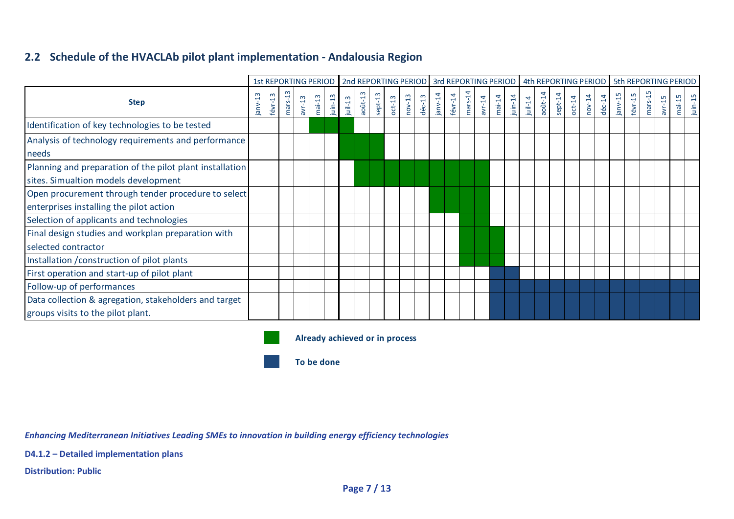## 2.2 Schedule of the HVACLAb pilot plant implementation - Andalousia Region

| | 1st REPORTING PERIOD | | | | | | 2nd REPORTING PERIOD | | | | | | 3rd REPORTING PERIOD | | | | | | 4th REPORTING PERIOD | | | | | | 5th REPORTING PERIOD | | | | | |
|---|---|---|---|---|---|---|---|---|---|---|---|---|---|---|---|---|---|---|---|---|---|---|---|---|---|---|---|---|---|---|
| **Step** | janv-13 | févr-13 | mars-13 | avr-13 | mai-13 | juin-13 | juil-13 | août-13 | sept-13 | oct-13 | nov-13 | déc-13 | janv-14 | févr-14 | mars-14 | avr-14 | mai-14 | juin-14 | juil-14 | août-14 | sept-14 | oct-14 | nov-14 | déc-14 | janv-15 | févr-15 | mars-15 | avr-15 | mai-15 | juin-15 |
| Identification of key technologies to be tested | | | | | ■ | ■ | ■ | | | | | | | | | | | | | | | | | | | | | | | |
| Analysis of technology requirements and performance needs | | | | | | | ■ | ■ | ■ | | | | | | | | | | | | | | | | | | | | | |
| Planning and preparation of the pilot plant installation sites. Simualtion models development | | | | | | | | ■ | ■ | ■ | ■ | ■ | ■ | ■ | ■ | ■ | | | | | | | | | | | | | | |
| Open procurement through tender procedure to select enterprises installing the pilot action | | | | | | | | | | | | | ■ | ■ | ■ | ■ | | | | | | | | | | | | | | |
| Selection of applicants and technologies | | | | | | | | | | | | | | | ■ | ■ | | | | | | | | | | | | | | |
| Final design studies and workplan preparation with selected contractor | | | | | | | | | | | | | | | ■ | ■ | ■ | | | | | | | | | | | | | |
| Installation /construction of pilot plants | | | | | | | | | | | | | | | ■ | ■ | ■ | | | | | | | | | | | | | |
| First operation and start-up of pilot plant | | | | | | | | | | | | | | | | | ▲ | ▲ | | | | | | | | | | | | |
| Follow-up of performances | | | | | | | | | | | | | | | | | ▲ | ▲ | ▲ | ▲ | ▲ | ▲ | ▲ | ▲ | ▲ | ▲ | ▲ | ▲ | ▲ | ▲ |
| Data collection & agregation, stakeholders and target groups visits to the pilot plant. | | | | | | | | | | | | | | | | | ▲ | ▲ | ▲ | ▲ | ▲ | ▲ | ▲ | ▲ | ▲ | ▲ | ▲ | ▲ | ▲ | ▲ |

■ **Already achieved or in process**

▲ **To be done**

*Enhancing Mediterranean Initiatives Leading SMEs to innovation in building energy efficiency technologies*

**D4.1.2 – Detailed implementation plans**

**Distribution: Public**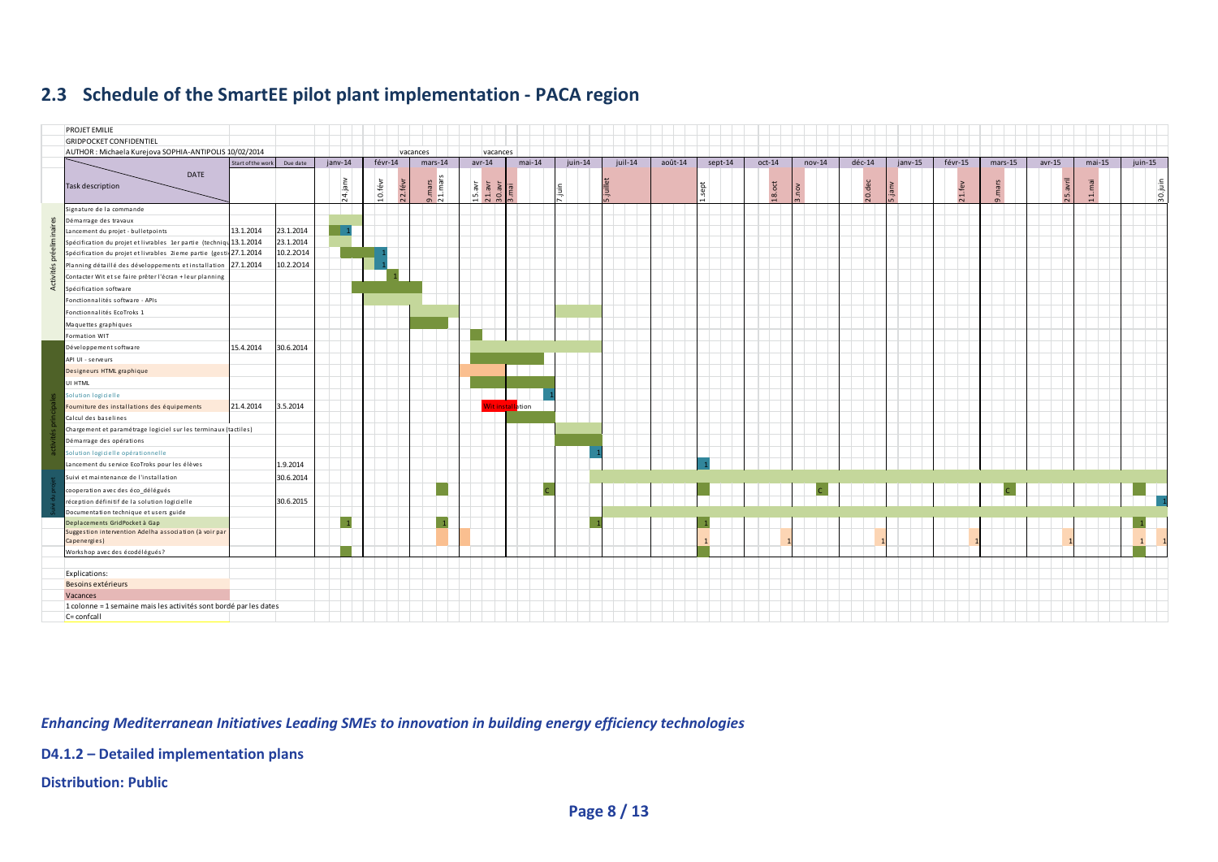## 2.3 Schedule of the SmartEE pilot plant implementation - PACA region

PROJET EMILIE
GRIDPOCKET CONFIDENTIEL
AUTHOR : Michaela Kurejova SOPHIA-ANTIPOLIS 10/02/2014

| | Task description | Start of the work | Due date |
|---|---|---|---|
| Activités préelim inaires | Signature de la commande | | |
| | Démarrage des travaux | | |
| | Lancement du projet - bulletpoints | 13.1.2014 | 23.1.2014 |
| | Spécification du projet et livrables 1er partie (techniqu | 13.1.2014 | 23.1.2014 |
| | Spécification du projet et livrables 2ieme partie (gesti | 27.1.2014 | 10.2.2O14 |
| | Planning détaillé des développements et installation | 27.1.2014 | 10.2.2O14 |
| | Contacter Wit et se faire prêter l'écran + leur planning | | |
| | Spécification software | | |
| | Fonctionnalités software - APIs | | |
| | Fonctionnalités EcoTroks 1 | | |
| | Maquettes graphiques | | |
| | Formation WIT | | |
| activités principales | Développement software | 15.4.2014 | 30.6.2014 |
| | API UI - serveurs | | |
| | Designeurs HTML graphique | | |
| | UI HTML | | |
| | Solution logicielle | | |
| | Fourniture des installations des équipements | 21.4.2014 | 3.5.2014 |
| | Calcul des baselines | | |
| | Chargement et paramétrage logiciel sur les terminaux (tactiles) | | |
| | Démarrage des opérations | | |
| | Solution logicielle opérationnelle | | |
| | Lancement du service EcoTroks pour les élèves | | 1.9.2014 |
| Suivi du projet | Suivi et maintenance de l'installation | | 30.6.2014 |
| | cooperation avec des éco_délégués | | |
| | réception définitif de la solution logicielle | | 30.6.2015 |
| | Documentation technique et users guide | | |
| | Deplacements GridPocket à Gap | | |
| | Suggestion intervention Adelha association (à voir par Capenergies) | | |
| | Workshop avec des écodélégués? | | |

Timeline columns: janv-14, févr-14, mars-14, avr-14, mai-14, juin-14, juil-14, août-14, sept-14, oct-14, nov-14, déc-14, janv-15, févr-15, mars-15, avr-15, mai-15, juin-15. Marked dates: 24.janv, 10.févr, 22.févr, 9.mars, 21.mars (vacances), 15.avr, 21.avr, 30.avr, 3.mai (vacances), 7.juin, 5.juillet, 1.sept, 18.oct, 3.nov, 20.dec, 5.janv, 21.fev, 9.mars, 25.avril, 11.mai, 30.juin. WiFi installation.

Explications:
Besoins extérieurs
Vacances
1 colonne = 1 semaine mais les activités sont bordé par les dates
C= confcall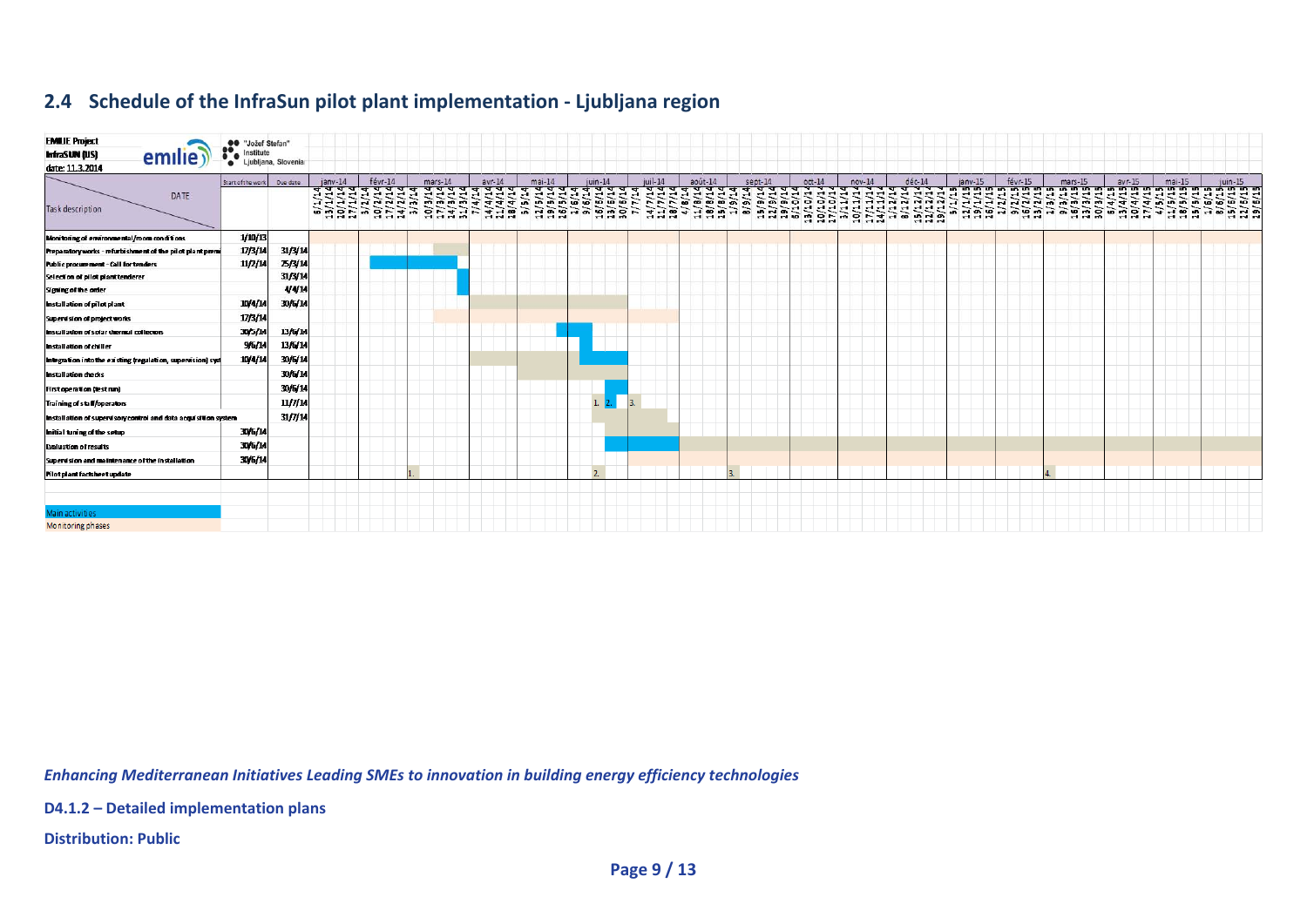## 2.4 Schedule of the InfraSun pilot plant implementation - Ljubljana region

**EMILIE Project**
**InfraSUN (IJS)**
date: 11.3.2014

"Jožef Stefan" Institute Ljubljana, Slovenia

| Task description | Start of the work | Due date |
|---|---|---|
| Monitoring of environmental/room conditions | 1/10/13 | |
| Preparatory works - refurbishment of the pilot plant prem | 17/3/14 | 31/3/14 |
| Public procurement - Call for tenders | 11/2/14 | 25/3/14 |
| Selection of pilot plant tenderer | | 31/3/14 |
| Signing of the order | | 4/4/14 |
| Installation of pilot plant | 10/4/14 | 30/6/14 |
| Supervision of project works | 17/3/14 | |
| Installation of solar thermal collectors | 30/5/14 | 13/6/14 |
| Installation of chiller | 9/6/14 | 13/6/14 |
| Integration into the existing (regulation, supervision) syst | 10/4/14 | 30/6/14 |
| Installation checks | | 30/6/14 |
| First operation (test run) | | 30/6/14 |
| Training of staff/operators | | 11/7/14 |
| Installation of supervisory control and data acquisition system | | 31/7/14 |
| Initial tuning of the setup | 30/6/14 | |
| Evaluation of results | 30/6/14 | |
| Supervision and maintenance of the installation | 30/6/14 | |
| Pilot plant factsheet update | | |

Main activities
Monitoring phases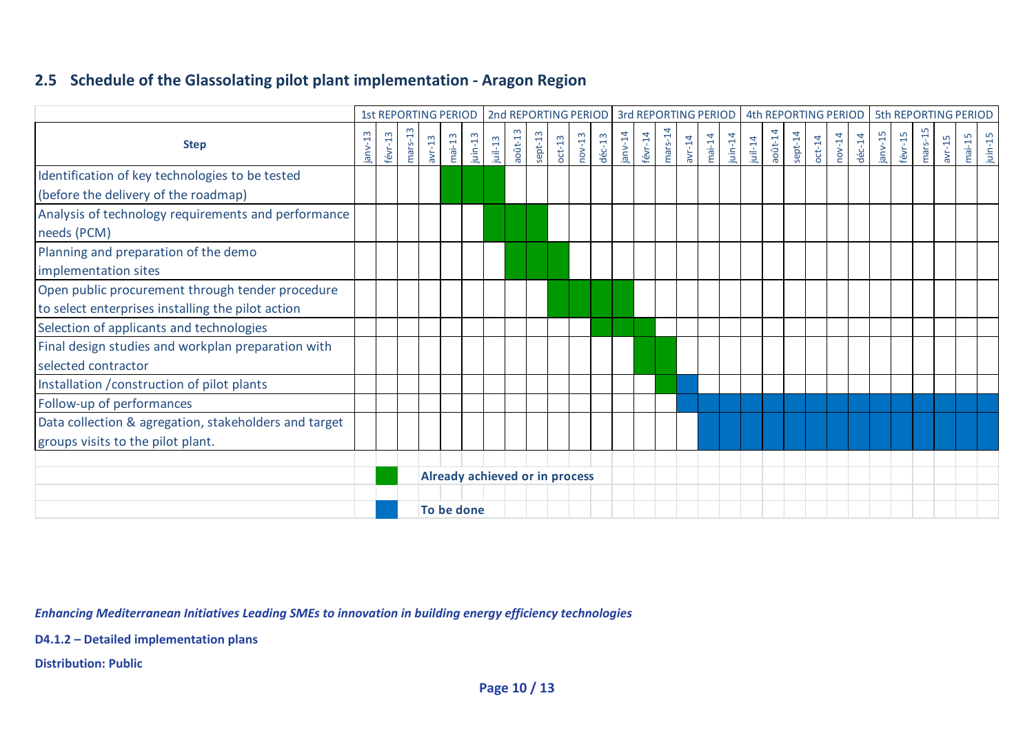## 2.5 Schedule of the Glassolating pilot plant implementation - Aragon Region

| | 1st REPORTING PERIOD | | | | | | 2nd REPORTING PERIOD | | | | | | 3rd REPORTING PERIOD | | | | | | 4th REPORTING PERIOD | | | | | | 5th REPORTING PERIOD | | | | | |
|---|---|---|---|---|---|---|---|---|---|---|---|---|---|---|---|---|---|---|---|---|---|---|---|---|---|---|---|---|---|---|
| **Step** | janv-13 | févr-13 | mars-13 | avr-13 | mai-13 | juin-13 | juil-13 | août-13 | sept-13 | oct-13 | nov-13 | déc-13 | janv-14 | févr-14 | mars-14 | avr-14 | mai-14 | juin-14 | juil-14 | août-14 | sept-14 | oct-14 | nov-14 | déc-14 | janv-15 | févr-15 | mars-15 | avr-15 | mai-15 | juin-15 |
| Identification of key technologies to be tested (before the delivery of the roadmap) | | | | | ■ | ■ | ■ | | | | | | | | | | | | | | | | | | | | | | | |
| Analysis of technology requirements and performance needs (PCM) | | | | | | | ■ | ■ | ■ | | | | | | | | | | | | | | | | | | | | | |
| Planning and preparation of the demo implementation sites | | | | | | | | ■ | ■ | ■ | | | | | | | | | | | | | | | | | | | | |
| Open public procurement through tender procedure to select enterprises installing the pilot action | | | | | | | | | | ■ | ■ | ■ | ■ | | | | | | | | | | | | | | | | | |
| Selection of applicants and technologies | | | | | | | | | | | | ■ | ■ | ■ | | | | | | | | | | | | | | | | |
| Final design studies and workplan preparation with selected contractor | | | | | | | | | | | | | | ■ | ■ | | | | | | | | | | | | | | | |
| Installation /construction of pilot plants | | | | | | | | | | | | | | | ■ | □ | | | | | | | | | | | | | | |
| Follow-up of performances | | | | | | | | | | | | | | | | □ | □ | □ | □ | □ | □ | □ | □ | □ | □ | □ | □ | □ | □ | □ |
| Data collection & agregation, stakeholders and target groups visits to the pilot plant. | | | | | | | | | | | | | | | | | □ | □ | □ | □ | □ | □ | □ | □ | □ | □ | □ | □ | □ | □ |

■ **Already achieved or in process**

□ **To be done**

*Enhancing Mediterranean Initiatives Leading SMEs to innovation in building energy efficiency technologies*

**D4.1.2 – Detailed implementation plans**

**Distribution: Public**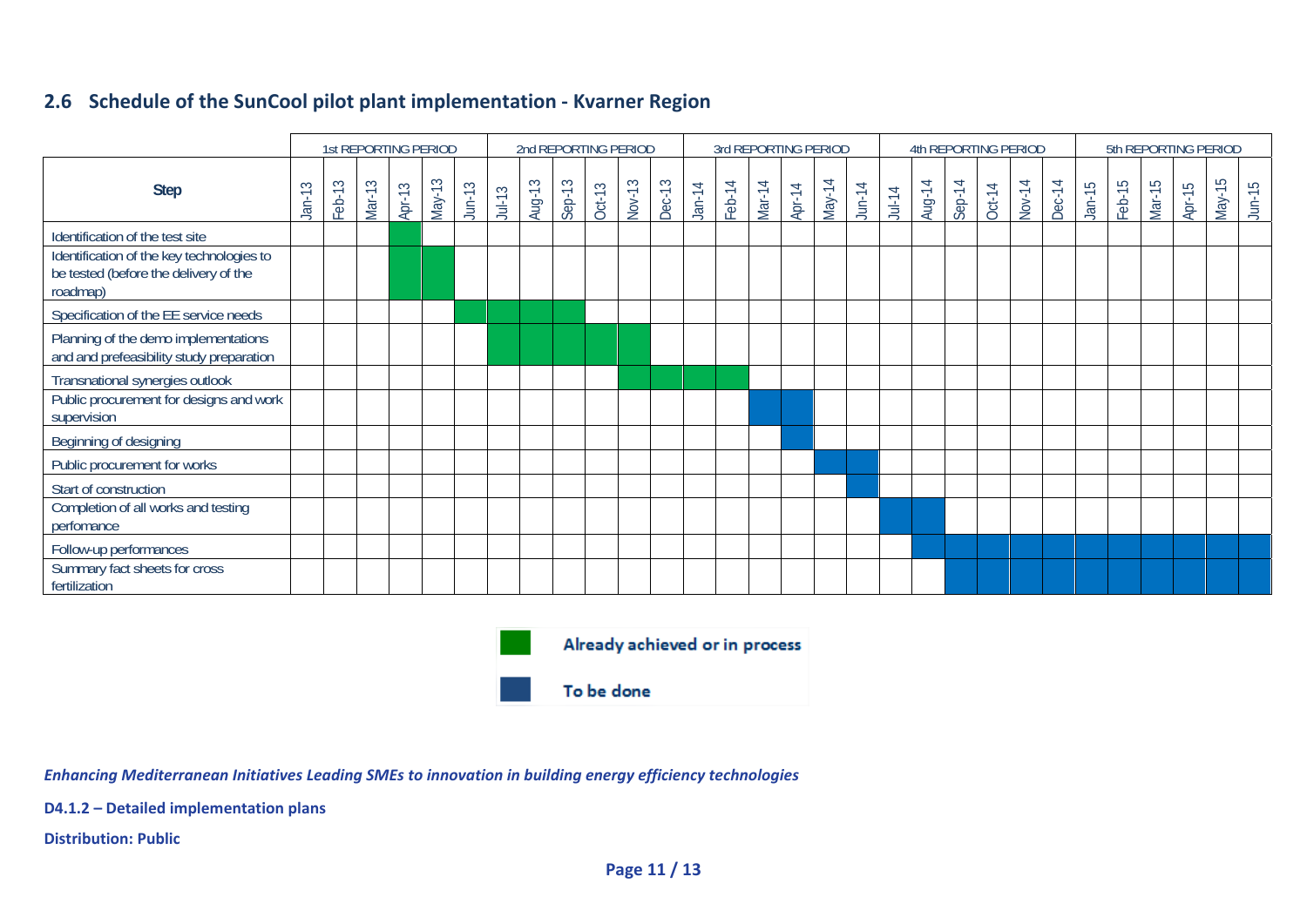## 2.6 Schedule of the SunCool pilot plant implementation - Kvarner Region

| | 1st REPORTING PERIOD | | | | | | 2nd REPORTING PERIOD | | | | | | 3rd REPORTING PERIOD | | | | | | 4th REPORTING PERIOD | | | | | | 5th REPORTING PERIOD | | | | | |
|---|---|---|---|---|---|---|---|---|---|---|---|---|---|---|---|---|---|---|---|---|---|---|---|---|---|---|---|---|---|---|
| **Step** | Jan-13 | Feb-13 | Mar-13 | Apr-13 | May-13 | Jun-13 | Jul-13 | Aug-13 | Sep-13 | Oct-13 | Nov-13 | Dec-13 | Jan-14 | Feb-14 | Mar-14 | Apr-14 | May-14 | Jun-14 | Jul-14 | Aug-14 | Sep-14 | Oct-14 | Nov-14 | Dec-14 | Jan-15 | Feb-15 | Mar-15 | Apr-15 | May-15 | Jun-15 |
| Identification of the test site | | | | G | | | | | | | | | | | | | | | | | | | | | | | | | | |
| Identification of the key technologies to be tested (before the delivery of the roadmap) | | | | G | G | | | | | | | | | | | | | | | | | | | | | | | | | |
| Specification of the EE service needs | | | | | | G | G | G | G | | | | | | | | | | | | | | | | | | | | | |
| Planning of the demo implementations and and prefeasibility study preparation | | | | | | | G | G | G | G | G | | | | | | | | | | | | | | | | | | | |
| Transnational synergies outlook | | | | | | | | | | | G | G | G | G | | | | | | | | | | | | | | | | |
| Public procurement for designs and work supervision | | | | | | | | | | | | | | | B | B | | | | | | | | | | | | | | |
| Beginning of designing | | | | | | | | | | | | | | | | B | | | | | | | | | | | | | | |
| Public procurement for works | | | | | | | | | | | | | | | | | B | B | | | | | | | | | | | | |
| Start of construction | | | | | | | | | | | | | | | | | | B | | | | | | | | | | | | |
| Completion of all works and testing perfomance | | | | | | | | | | | | | | | | | | | B | B | | | | | | | | | | |
| Follow-up performances | | | | | | | | | | | | | | | | | | | | B | B | B | B | B | B | B | B | B | B | B |
| Summary fact sheets for cross fertilization | | | | | | | | | | | | | | | | | | | | | B | B | B | B | B | B | B | B | B | B |

G = Already achieved or in process

B = To be done

*Enhancing Mediterranean Initiatives Leading SMEs to innovation in building energy efficiency technologies*

**D4.1.2 – Detailed implementation plans**

**Distribution: Public**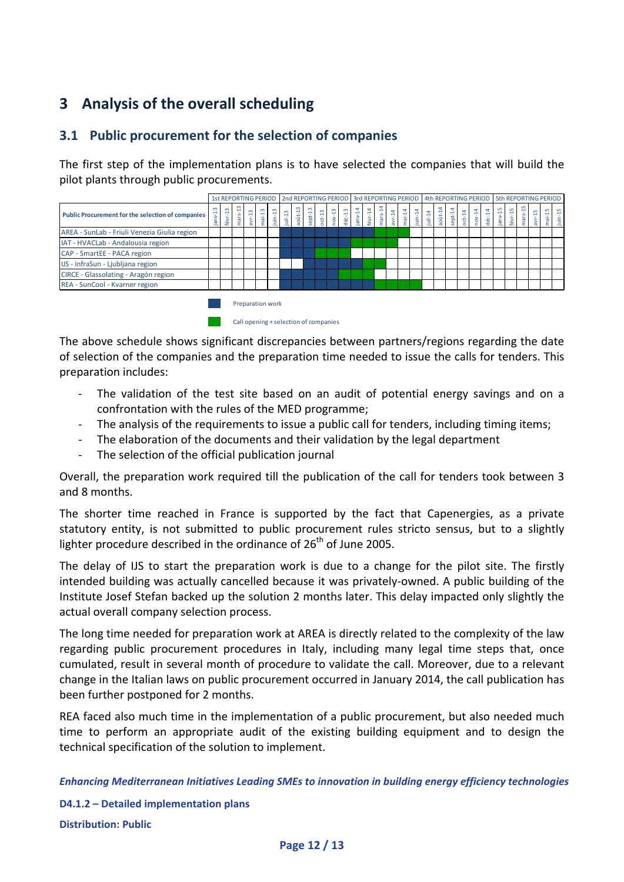## 3 Analysis of the overall scheduling

### 3.1 Public procurement for the selection of companies

The first step of the implementation plans is to have selected the companies that will build the pilot plants through public procurements.

| | 1st REPORTING PERIOD | | | | | | 2nd REPORTING PERIOD | | | | | | 3rd REPORTING PERIOD | | | | | | 4th REPORTING PERIOD | | | | | | 5th REPORTING PERIOD | | | | | |
|---|---|---|---|---|---|---|---|---|---|---|---|---|---|---|---|---|---|---|---|---|---|---|---|---|---|---|---|---|---|---|
| **Public Procurement for the selection of companies** | janv-13 | févr-13 | mars-13 | avr-13 | mai-13 | juin-13 | juil-13 | août-13 | sept-13 | oct-13 | nov-13 | déc-13 | janv-14 | févr-14 | mars-14 | avr-14 | mai-14 | juin-14 | juil-14 | août-14 | sept-14 | oct-14 | nov-14 | déc-14 | janv-15 | févr-15 | mars-15 | avr-15 | mai-15 | juin-15 |
| AREA - SunLab - Friuli Venezia Giulia region | | | | | | | P | P | P | P | P | P | P | P | C | C | C | | | | | | | | | | | | | |
| IAT - HVACLab - Andalousia region | | | | | | | P | P | P | P | P | P | C | C | C | C | | | | | | | | | | | | | | |
| CAP - SmartEE - PACA region | | | | | | | P | P | P | C | C | C | | | | | | | | | | | | | | | | | | |
| IJS - InfraSun - Ljubljana region | | | | | | | | | P | P | P | P | P | C | C | | | | | | | | | | | | | | | |
| CIRCE - Glassolating - Aragón region | | | | | | | P | P | P | P | P | C | C | C | | | | | | | | | | | | | | | | |
| REA - SunCool - Kvarner region | | | | | | | P | P | P | P | P | P | P | P | C | C | C | C | | | | | | | | | | | | |

P: Preparation work

C: Call opening + selection of companies

The above schedule shows significant discrepancies between partners/regions regarding the date of selection of the companies and the preparation time needed to issue the calls for tenders. This preparation includes:

- The validation of the test site based on an audit of potential energy savings and on a confrontation with the rules of the MED programme;
- The analysis of the requirements to issue a public call for tenders, including timing items;
- The elaboration of the documents and their validation by the legal department
- The selection of the official publication journal

Overall, the preparation work required till the publication of the call for tenders took between 3 and 8 months.

The shorter time reached in France is supported by the fact that Capenergies, as a private statutory entity, is not submitted to public procurement rules stricto sensus, but to a slightly lighter procedure described in the ordinance of 26th of June 2005.

The delay of IJS to start the preparation work is due to a change for the pilot site. The firstly intended building was actually cancelled because it was privately-owned. A public building of the Institute Josef Stefan backed up the solution 2 months later. This delay impacted only slightly the actual overall company selection process.

The long time needed for preparation work at AREA is directly related to the complexity of the law regarding public procurement procedures in Italy, including many legal time steps that, once cumulated, result in several month of procedure to validate the call. Moreover, due to a relevant change in the Italian laws on public procurement occurred in January 2014, the call publication has been further postponed for 2 months.

REA faced also much time in the implementation of a public procurement, but also needed much time to perform an appropriate audit of the existing building equipment and to design the technical specification of the solution to implement.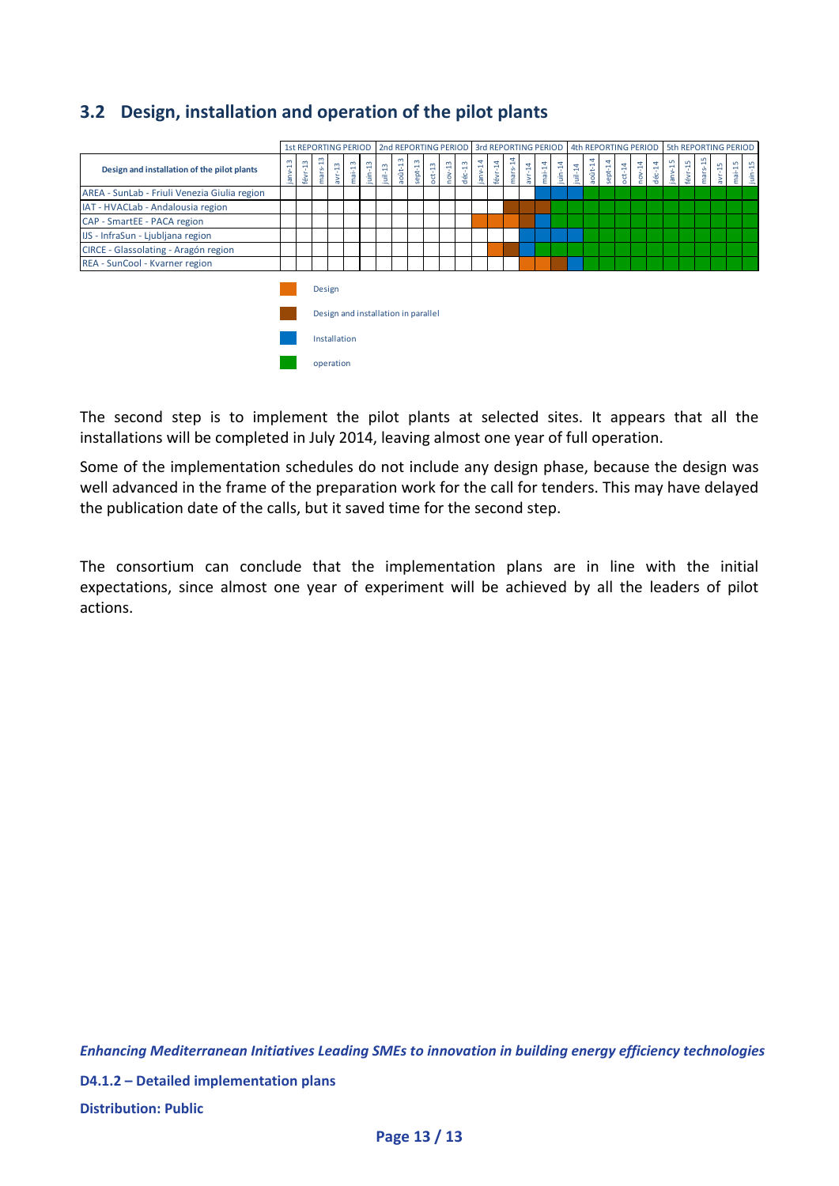## 3.2 Design, installation and operation of the pilot plants

1st REPORTING PERIOD
2nd REPORTING PERIOD
3rd REPORTING PERIOD
4th REPORTING PERIOD
5th REPORTING PERIOD

Design and installation of the pilot plants

janv-13 févr-13 mars-13 avr-13 mai-13 juin-13 juil-13 août-13 sept-13 oct-13 nov-13 déc-13 janv-14 févr-14 mars-14 avr-14 mai-14 juin-14 juil-14 août-14 sept-14 oct-14 nov-14 déc-14 janv-15 févr-15 mars-15 avr-15 mai-15 juin-15

AREA - SunLab - Friuli Venezia Giulia region
IAT - HVACLab - Andalousia region
CAP - SmartEE - PACA region
IJS - InfraSun - Ljubljana region
CIRCE - Glassolating - Aragón region
REA - SunCool - Kvarner region

Design
Design and installation in parallel
Installation
operation

The second step is to implement the pilot plants at selected sites. It appears that all the installations will be completed in July 2014, leaving almost one year of full operation.

Some of the implementation schedules do not include any design phase, because the design was well advanced in the frame of the preparation work for the call for tenders. This may have delayed the publication date of the calls, but it saved time for the second step.

The consortium can conclude that the implementation plans are in line with the initial expectations, since almost one year of experiment will be achieved by all the leaders of pilot actions.